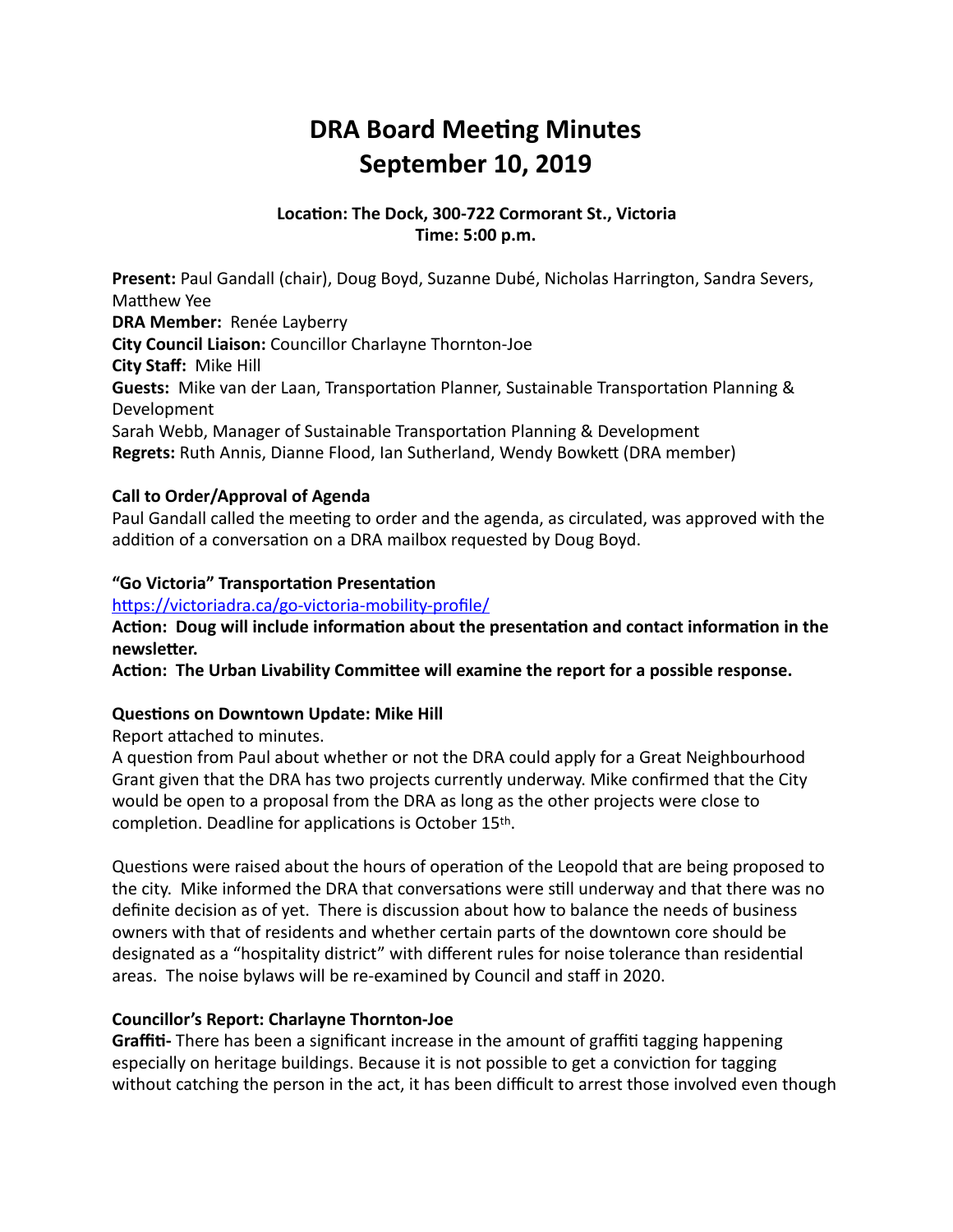# DRA Board Meeting Minutes
# September 10, 2019

**Location: The Dock, 300-722 Cormorant St., Victoria**
**Time: 5:00 p.m.**

**Present:** Paul Gandall (chair), Doug Boyd, Suzanne Dubé, Nicholas Harrington, Sandra Severs, Matthew Yee
**DRA Member:** Renée Layberry
**City Council Liaison:** Councillor Charlayne Thornton-Joe
**City Staff:** Mike Hill
**Guests:** Mike van der Laan, Transportation Planner, Sustainable Transportation Planning & Development
Sarah Webb, Manager of Sustainable Transportation Planning & Development
**Regrets:** Ruth Annis, Dianne Flood, Ian Sutherland, Wendy Bowkett (DRA member)

### Call to Order/Approval of Agenda

Paul Gandall called the meeting to order and the agenda, as circulated, was approved with the addition of a conversation on a DRA mailbox requested by Doug Boyd.

### "Go Victoria" Transportation Presentation

https://victoriadra.ca/go-victoria-mobility-profile/

**Action: Doug will include information about the presentation and contact information in the newsletter.**

**Action: The Urban Livability Committee will examine the report for a possible response.**

### Questions on Downtown Update: Mike Hill

Report attached to minutes.

A question from Paul about whether or not the DRA could apply for a Great Neighbourhood Grant given that the DRA has two projects currently underway. Mike confirmed that the City would be open to a proposal from the DRA as long as the other projects were close to completion. Deadline for applications is October 15th.

Questions were raised about the hours of operation of the Leopold that are being proposed to the city. Mike informed the DRA that conversations were still underway and that there was no definite decision as of yet. There is discussion about how to balance the needs of business owners with that of residents and whether certain parts of the downtown core should be designated as a "hospitality district" with different rules for noise tolerance than residential areas. The noise bylaws will be re-examined by Council and staff in 2020.

### Councillor's Report: Charlayne Thornton-Joe

**Graffiti-** There has been a significant increase in the amount of graffiti tagging happening especially on heritage buildings. Because it is not possible to get a conviction for tagging without catching the person in the act, it has been difficult to arrest those involved even though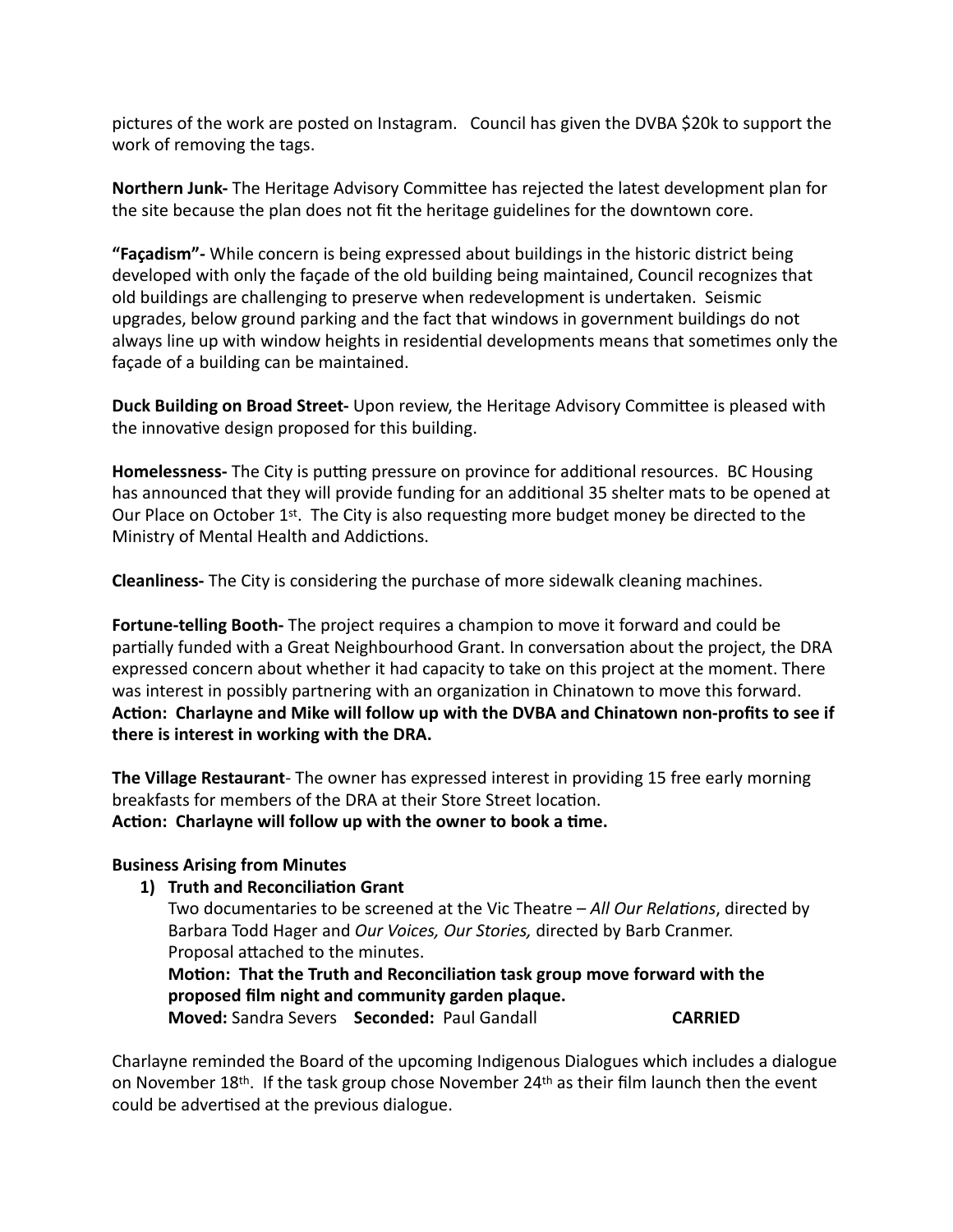pictures of the work are posted on Instagram. Council has given the DVBA $20k to support the work of removing the tags.

**Northern Junk-** The Heritage Advisory Committee has rejected the latest development plan for the site because the plan does not fit the heritage guidelines for the downtown core.

**"Façadism"-** While concern is being expressed about buildings in the historic district being developed with only the façade of the old building being maintained, Council recognizes that old buildings are challenging to preserve when redevelopment is undertaken. Seismic upgrades, below ground parking and the fact that windows in government buildings do not always line up with window heights in residential developments means that sometimes only the façade of a building can be maintained.

**Duck Building on Broad Street-** Upon review, the Heritage Advisory Committee is pleased with the innovative design proposed for this building.

**Homelessness-** The City is putting pressure on province for additional resources. BC Housing has announced that they will provide funding for an additional 35 shelter mats to be opened at Our Place on October 1st. The City is also requesting more budget money be directed to the Ministry of Mental Health and Addictions.

**Cleanliness-** The City is considering the purchase of more sidewalk cleaning machines.

**Fortune-telling Booth-** The project requires a champion to move it forward and could be partially funded with a Great Neighbourhood Grant. In conversation about the project, the DRA expressed concern about whether it had capacity to take on this project at the moment. There was interest in possibly partnering with an organization in Chinatown to move this forward.
**Action: Charlayne and Mike will follow up with the DVBA and Chinatown non-profits to see if there is interest in working with the DRA.**

**The Village Restaurant**- The owner has expressed interest in providing 15 free early morning breakfasts for members of the DRA at their Store Street location.
**Action: Charlayne will follow up with the owner to book a time.**

**Business Arising from Minutes**

1) **Truth and Reconciliation Grant**
   Two documentaries to be screened at the Vic Theatre – *All Our Relations*, directed by Barbara Todd Hager and *Our Voices, Our Stories,* directed by Barb Cranmer.
   Proposal attached to the minutes.
   **Motion: That the Truth and Reconciliation task group move forward with the proposed film night and community garden plaque.**
   **Moved:** Sandra Severs **Seconded:** Paul Gandall **CARRIED**

Charlayne reminded the Board of the upcoming Indigenous Dialogues which includes a dialogue on November 18th. If the task group chose November 24th as their film launch then the event could be advertised at the previous dialogue.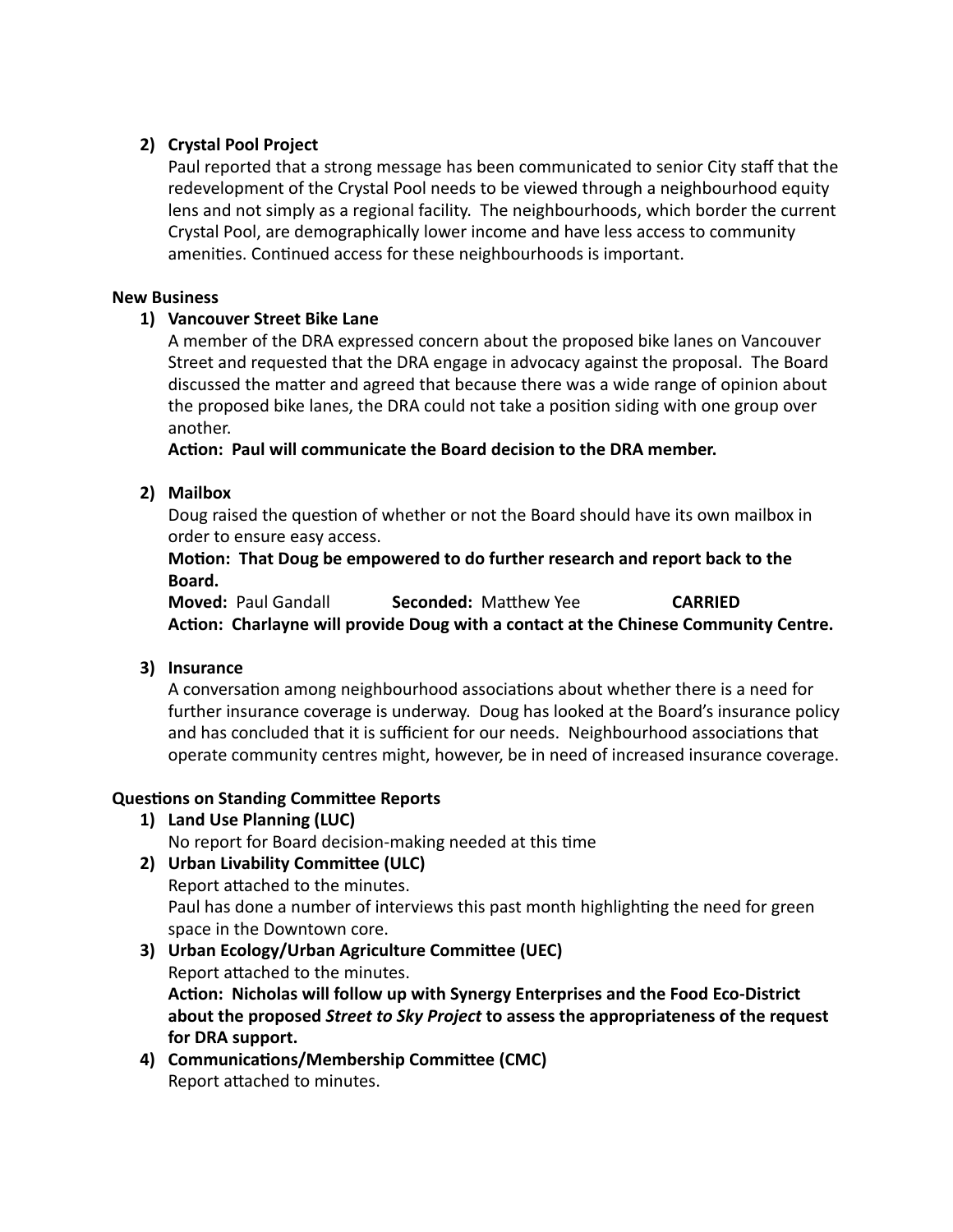2) **Crystal Pool Project**

   Paul reported that a strong message has been communicated to senior City staff that the redevelopment of the Crystal Pool needs to be viewed through a neighbourhood equity lens and not simply as a regional facility. The neighbourhoods, which border the current Crystal Pool, are demographically lower income and have less access to community amenities. Continued access for these neighbourhoods is important.

**New Business**

1) **Vancouver Street Bike Lane**

   A member of the DRA expressed concern about the proposed bike lanes on Vancouver Street and requested that the DRA engage in advocacy against the proposal. The Board discussed the matter and agreed that because there was a wide range of opinion about the proposed bike lanes, the DRA could not take a position siding with one group over another.

   **Action: Paul will communicate the Board decision to the DRA member.**

2) **Mailbox**

   Doug raised the question of whether or not the Board should have its own mailbox in order to ensure easy access.

   **Motion: That Doug be empowered to do further research and report back to the Board.**

   **Moved:** Paul Gandall **Seconded:** Matthew Yee **CARRIED**

   **Action: Charlayne will provide Doug with a contact at the Chinese Community Centre.**

3) **Insurance**

   A conversation among neighbourhood associations about whether there is a need for further insurance coverage is underway. Doug has looked at the Board's insurance policy and has concluded that it is sufficient for our needs. Neighbourhood associations that operate community centres might, however, be in need of increased insurance coverage.

**Questions on Standing Committee Reports**

1) **Land Use Planning (LUC)**

   No report for Board decision-making needed at this time

2) **Urban Livability Committee (ULC)**

   Report attached to the minutes.

   Paul has done a number of interviews this past month highlighting the need for green space in the Downtown core.

3) **Urban Ecology/Urban Agriculture Committee (UEC)**

   Report attached to the minutes.

   **Action: Nicholas will follow up with Synergy Enterprises and the Food Eco-District about the proposed *Street to Sky Project* to assess the appropriateness of the request for DRA support.**

4) **Communications/Membership Committee (CMC)**

   Report attached to minutes.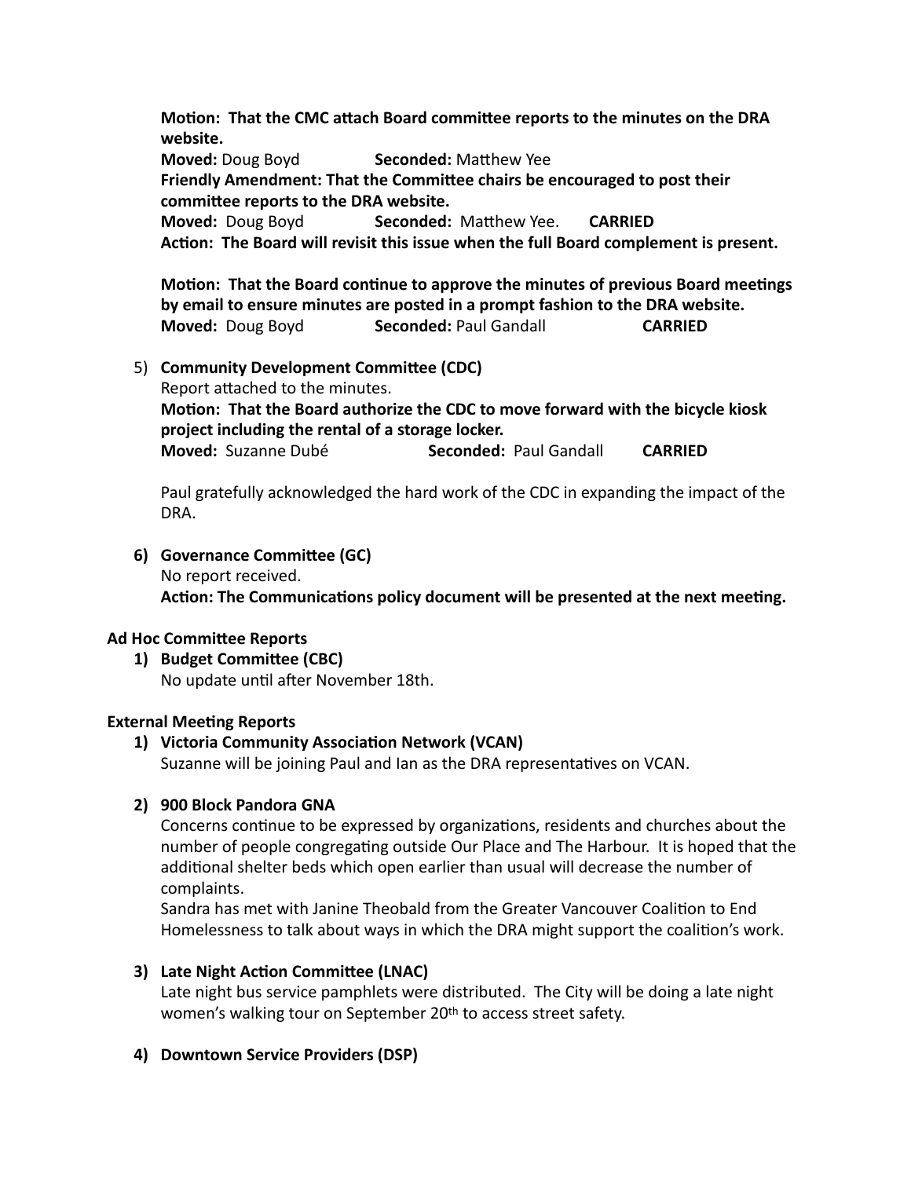**Motion: That the CMC attach Board committee reports to the minutes on the DRA website.**
**Moved:** Doug Boyd **Seconded:** Matthew Yee
**Friendly Amendment: That the Committee chairs be encouraged to post their committee reports to the DRA website.**
**Moved:** Doug Boyd **Seconded:** Matthew Yee. **CARRIED**
**Action: The Board will revisit this issue when the full Board complement is present.**

**Motion: That the Board continue to approve the minutes of previous Board meetings by email to ensure minutes are posted in a prompt fashion to the DRA website.**
**Moved:** Doug Boyd **Seconded:** Paul Gandall **CARRIED**

5) **Community Development Committee (CDC)**
Report attached to the minutes.
**Motion: That the Board authorize the CDC to move forward with the bicycle kiosk project including the rental of a storage locker.**
**Moved:** Suzanne Dubé **Seconded:** Paul Gandall **CARRIED**

Paul gratefully acknowledged the hard work of the CDC in expanding the impact of the DRA.

**6) Governance Committee (GC)**
No report received.
**Action: The Communications policy document will be presented at the next meeting.**

**Ad Hoc Committee Reports**

**1) Budget Committee (CBC)**
No update until after November 18th.

**External Meeting Reports**

**1) Victoria Community Association Network (VCAN)**
Suzanne will be joining Paul and Ian as the DRA representatives on VCAN.

**2) 900 Block Pandora GNA**
Concerns continue to be expressed by organizations, residents and churches about the number of people congregating outside Our Place and The Harbour. It is hoped that the additional shelter beds which open earlier than usual will decrease the number of complaints.
Sandra has met with Janine Theobald from the Greater Vancouver Coalition to End Homelessness to talk about ways in which the DRA might support the coalition's work.

**3) Late Night Action Committee (LNAC)**
Late night bus service pamphlets were distributed. The City will be doing a late night women's walking tour on September 20th to access street safety.

**4) Downtown Service Providers (DSP)**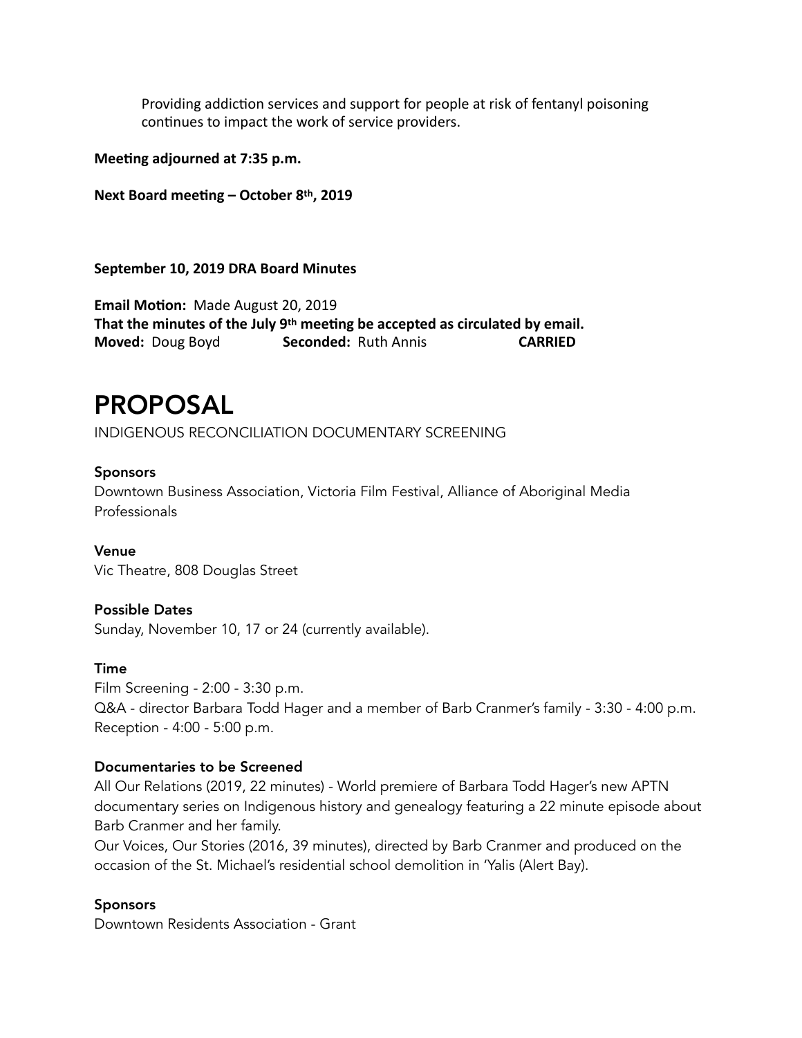Providing addiction services and support for people at risk of fentanyl poisoning continues to impact the work of service providers.

**Meeting adjourned at 7:35 p.m.**

**Next Board meeting – October 8th, 2019**

**September 10, 2019 DRA Board Minutes**

**Email Motion:** Made August 20, 2019
**That the minutes of the July 9th meeting be accepted as circulated by email.**
**Moved:** Doug Boyd **Seconded:** Ruth Annis **CARRIED**

# PROPOSAL

INDIGENOUS RECONCILIATION DOCUMENTARY SCREENING

**Sponsors**
Downtown Business Association, Victoria Film Festival, Alliance of Aboriginal Media Professionals

**Venue**
Vic Theatre, 808 Douglas Street

**Possible Dates**
Sunday, November 10, 17 or 24 (currently available).

**Time**
Film Screening - 2:00 - 3:30 p.m.
Q&A - director Barbara Todd Hager and a member of Barb Cranmer's family - 3:30 - 4:00 p.m.
Reception - 4:00 - 5:00 p.m.

**Documentaries to be Screened**
All Our Relations (2019, 22 minutes) - World premiere of Barbara Todd Hager's new APTN documentary series on Indigenous history and genealogy featuring a 22 minute episode about Barb Cranmer and her family.
Our Voices, Our Stories (2016, 39 minutes), directed by Barb Cranmer and produced on the occasion of the St. Michael's residential school demolition in 'Yalis (Alert Bay).

**Sponsors**
Downtown Residents Association - Grant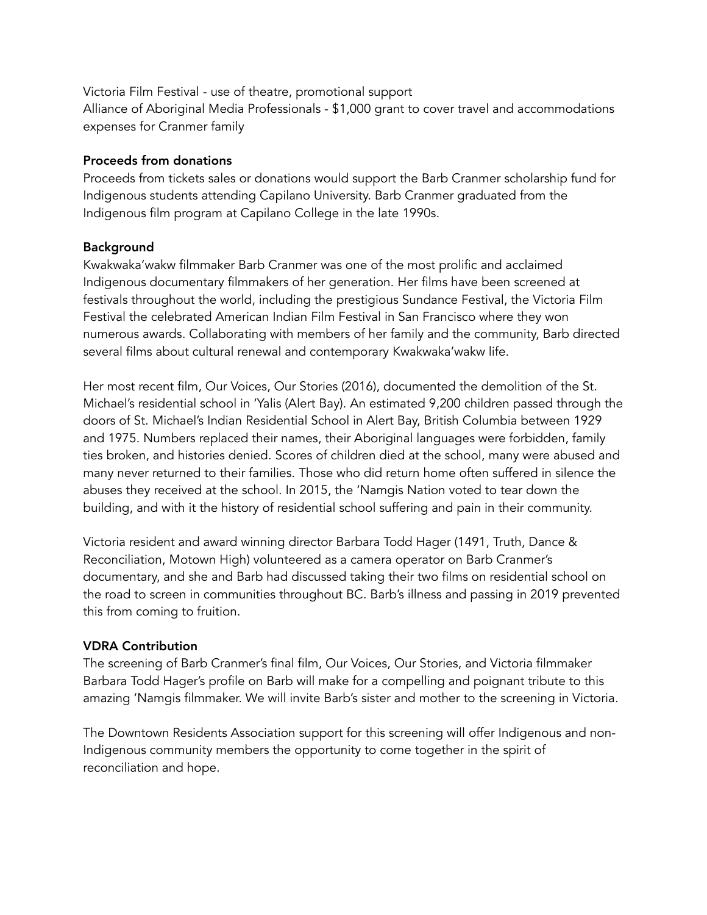Victoria Film Festival - use of theatre, promotional support
Alliance of Aboriginal Media Professionals - $1,000 grant to cover travel and accommodations expenses for Cranmer family

**Proceeds from donations**

Proceeds from tickets sales or donations would support the Barb Cranmer scholarship fund for Indigenous students attending Capilano University. Barb Cranmer graduated from the Indigenous film program at Capilano College in the late 1990s.

**Background**

Kwakwaka'wakw filmmaker Barb Cranmer was one of the most prolific and acclaimed Indigenous documentary filmmakers of her generation. Her films have been screened at festivals throughout the world, including the prestigious Sundance Festival, the Victoria Film Festival the celebrated American Indian Film Festival in San Francisco where they won numerous awards. Collaborating with members of her family and the community, Barb directed several films about cultural renewal and contemporary Kwakwaka'wakw life.

Her most recent film, Our Voices, Our Stories (2016), documented the demolition of the St. Michael's residential school in 'Yalis (Alert Bay). An estimated 9,200 children passed through the doors of St. Michael's Indian Residential School in Alert Bay, British Columbia between 1929 and 1975. Numbers replaced their names, their Aboriginal languages were forbidden, family ties broken, and histories denied. Scores of children died at the school, many were abused and many never returned to their families. Those who did return home often suffered in silence the abuses they received at the school. In 2015, the 'Namgis Nation voted to tear down the building, and with it the history of residential school suffering and pain in their community.

Victoria resident and award winning director Barbara Todd Hager (1491, Truth, Dance & Reconciliation, Motown High) volunteered as a camera operator on Barb Cranmer's documentary, and she and Barb had discussed taking their two films on residential school on the road to screen in communities throughout BC. Barb's illness and passing in 2019 prevented this from coming to fruition.

**VDRA Contribution**

The screening of Barb Cranmer's final film, Our Voices, Our Stories, and Victoria filmmaker Barbara Todd Hager's profile on Barb will make for a compelling and poignant tribute to this amazing 'Namgis filmmaker. We will invite Barb's sister and mother to the screening in Victoria.

The Downtown Residents Association support for this screening will offer Indigenous and non-Indigenous community members the opportunity to come together in the spirit of reconciliation and hope.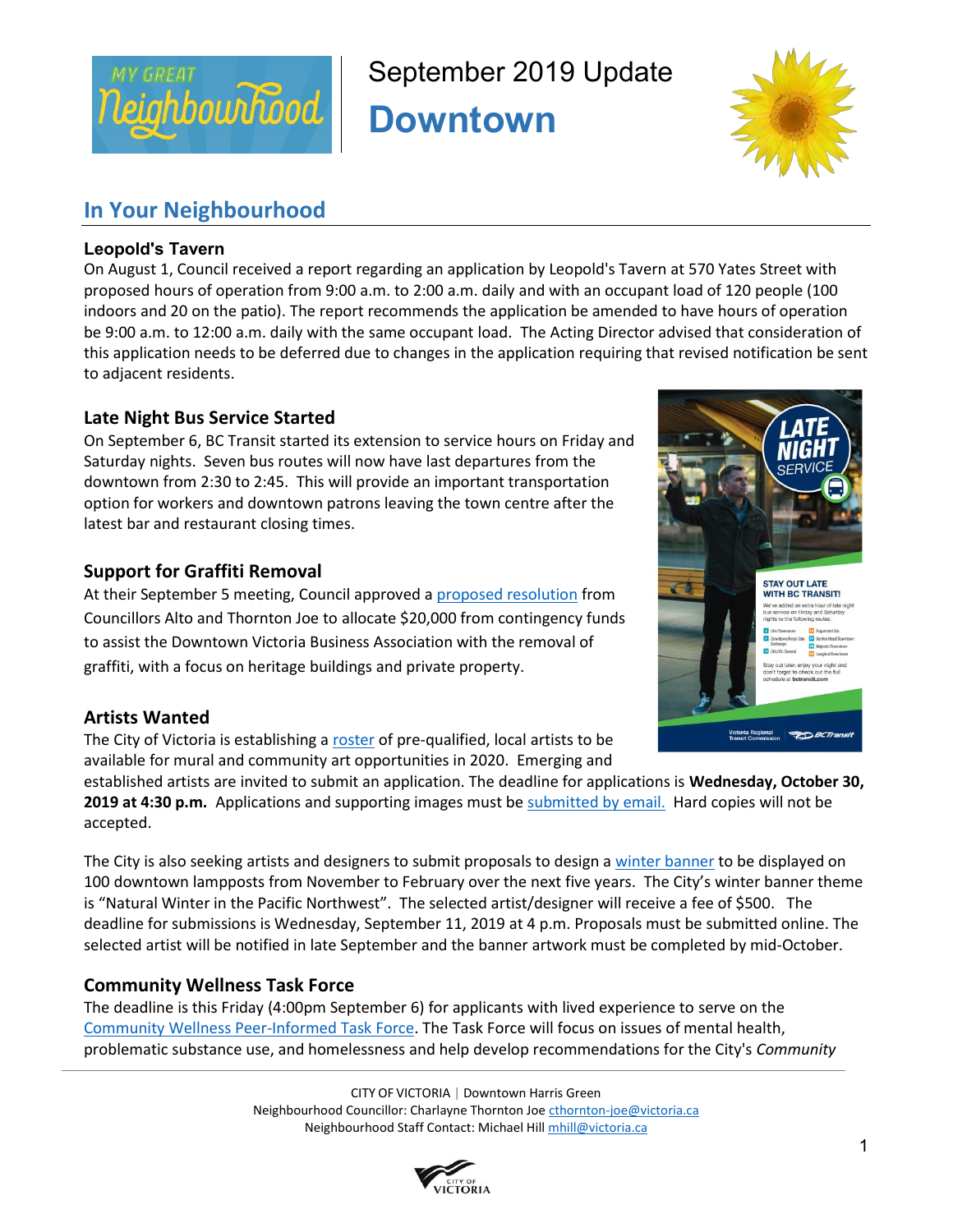September 2019 Update

# Downtown

## In Your Neighbourhood

### Leopold's Tavern

On August 1, Council received a report regarding an application by Leopold's Tavern at 570 Yates Street with proposed hours of operation from 9:00 a.m. to 2:00 a.m. daily and with an occupant load of 120 people (100 indoors and 20 on the patio). The report recommends the application be amended to have hours of operation be 9:00 a.m. to 12:00 a.m. daily with the same occupant load. The Acting Director advised that consideration of this application needs to be deferred due to changes in the application requiring that revised notification be sent to adjacent residents.

### Late Night Bus Service Started

On September 6, BC Transit started its extension to service hours on Friday and Saturday nights. Seven bus routes will now have last departures from the downtown from 2:30 to 2:45. This will provide an important transportation option for workers and downtown patrons leaving the town centre after the latest bar and restaurant closing times.

### Support for Graffiti Removal

At their September 5 meeting, Council approved a proposed resolution from Councillors Alto and Thornton Joe to allocate $20,000 from contingency funds to assist the Downtown Victoria Business Association with the removal of graffiti, with a focus on heritage buildings and private property.

### Artists Wanted

The City of Victoria is establishing a roster of pre-qualified, local artists to be available for mural and community art opportunities in 2020. Emerging and established artists are invited to submit an application. The deadline for applications is **Wednesday, October 30, 2019 at 4:30 p.m.** Applications and supporting images must be submitted by email. Hard copies will not be accepted.

The City is also seeking artists and designers to submit proposals to design a winter banner to be displayed on 100 downtown lampposts from November to February over the next five years. The City's winter banner theme is "Natural Winter in the Pacific Northwest". The selected artist/designer will receive a fee of $500. The deadline for submissions is Wednesday, September 11, 2019 at 4 p.m. Proposals must be submitted online. The selected artist will be notified in late September and the banner artwork must be completed by mid-October.

### Community Wellness Task Force

The deadline is this Friday (4:00pm September 6) for applicants with lived experience to serve on the Community Wellness Peer-Informed Task Force. The Task Force will focus on issues of mental health, problematic substance use, and homelessness and help develop recommendations for the City's *Community*

CITY OF VICTORIA | Downtown Harris Green
Neighbourhood Councillor: Charlayne Thornton Joe cthornton-joe@victoria.ca
Neighbourhood Staff Contact: Michael Hill mhill@victoria.ca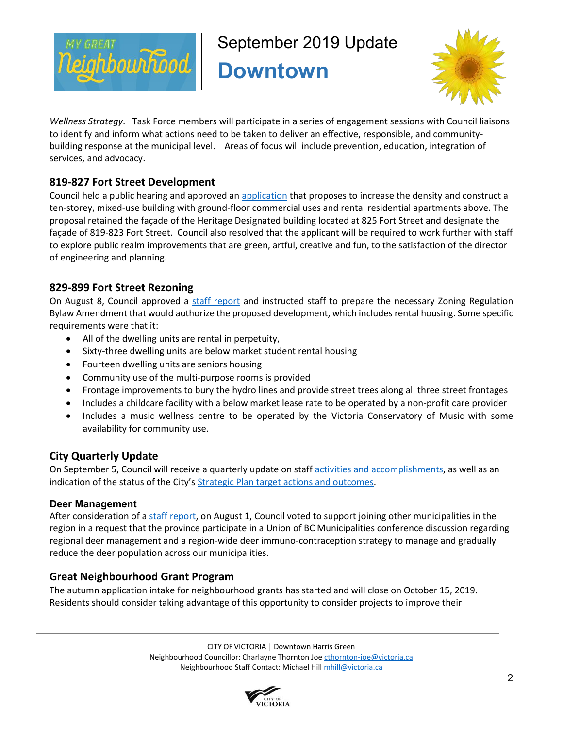*Wellness Strategy*. Task Force members will participate in a series of engagement sessions with Council liaisons to identify and inform what actions need to be taken to deliver an effective, responsible, and community-building response at the municipal level. Areas of focus will include prevention, education, integration of services, and advocacy.

### 819-827 Fort Street Development

Council held a public hearing and approved an application that proposes to increase the density and construct a ten-storey, mixed-use building with ground-floor commercial uses and rental residential apartments above. The proposal retained the façade of the Heritage Designated building located at 825 Fort Street and designate the façade of 819-823 Fort Street. Council also resolved that the applicant will be required to work further with staff to explore public realm improvements that are green, artful, creative and fun, to the satisfaction of the director of engineering and planning.

### 829-899 Fort Street Rezoning

On August 8, Council approved a staff report and instructed staff to prepare the necessary Zoning Regulation Bylaw Amendment that would authorize the proposed development, which includes rental housing. Some specific requirements were that it:

- All of the dwelling units are rental in perpetuity,
- Sixty-three dwelling units are below market student rental housing
- Fourteen dwelling units are seniors housing
- Community use of the multi-purpose rooms is provided
- Frontage improvements to bury the hydro lines and provide street trees along all three street frontages
- Includes a childcare facility with a below market lease rate to be operated by a non-profit care provider
- Includes a music wellness centre to be operated by the Victoria Conservatory of Music with some availability for community use.

### City Quarterly Update

On September 5, Council will receive a quarterly update on staff activities and accomplishments, as well as an indication of the status of the City's Strategic Plan target actions and outcomes.

### Deer Management

After consideration of a staff report, on August 1, Council voted to support joining other municipalities in the region in a request that the province participate in a Union of BC Municipalities conference discussion regarding regional deer management and a region-wide deer immuno-contraception strategy to manage and gradually reduce the deer population across our municipalities.

### Great Neighbourhood Grant Program

The autumn application intake for neighbourhood grants has started and will close on October 15, 2019. Residents should consider taking advantage of this opportunity to consider projects to improve their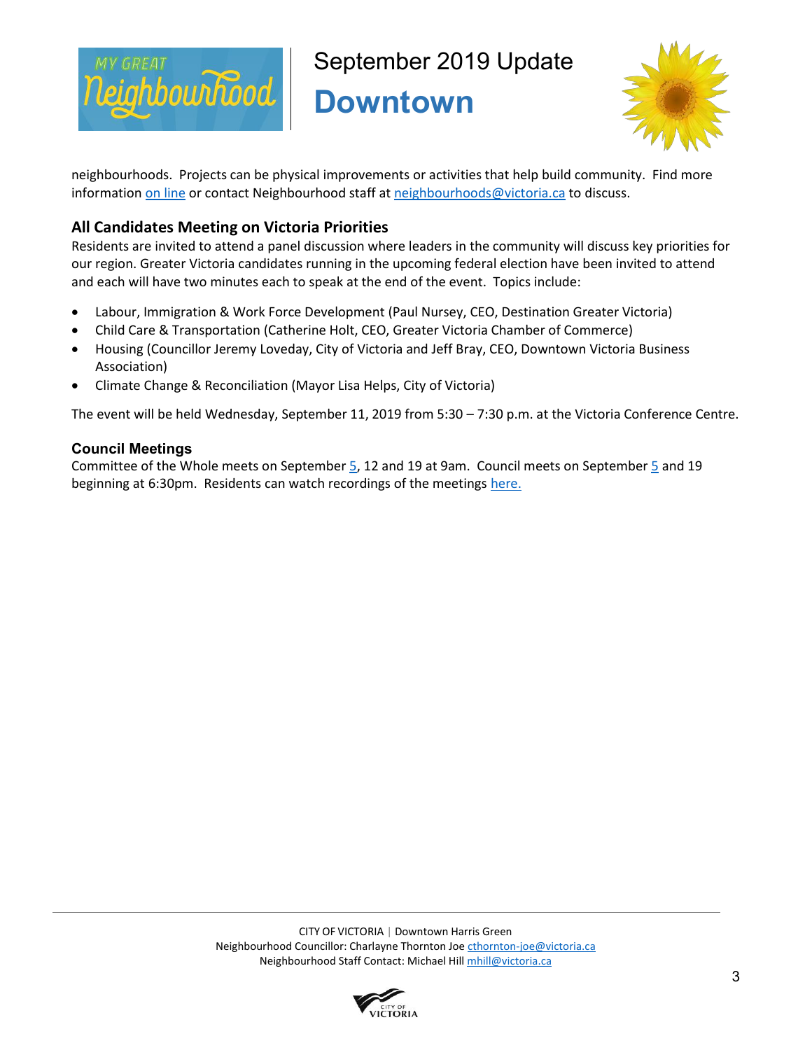neighbourhoods. Projects can be physical improvements or activities that help build community. Find more information on line or contact Neighbourhood staff at neighbourhoods@victoria.ca to discuss.

## All Candidates Meeting on Victoria Priorities

Residents are invited to attend a panel discussion where leaders in the community will discuss key priorities for our region. Greater Victoria candidates running in the upcoming federal election have been invited to attend and each will have two minutes each to speak at the end of the event. Topics include:

- Labour, Immigration & Work Force Development (Paul Nursey, CEO, Destination Greater Victoria)
- Child Care & Transportation (Catherine Holt, CEO, Greater Victoria Chamber of Commerce)
- Housing (Councillor Jeremy Loveday, City of Victoria and Jeff Bray, CEO, Downtown Victoria Business Association)
- Climate Change & Reconciliation (Mayor Lisa Helps, City of Victoria)

The event will be held Wednesday, September 11, 2019 from 5:30 – 7:30 p.m. at the Victoria Conference Centre.

## Council Meetings

Committee of the Whole meets on September 5, 12 and 19 at 9am. Council meets on September 5 and 19 beginning at 6:30pm. Residents can watch recordings of the meetings here.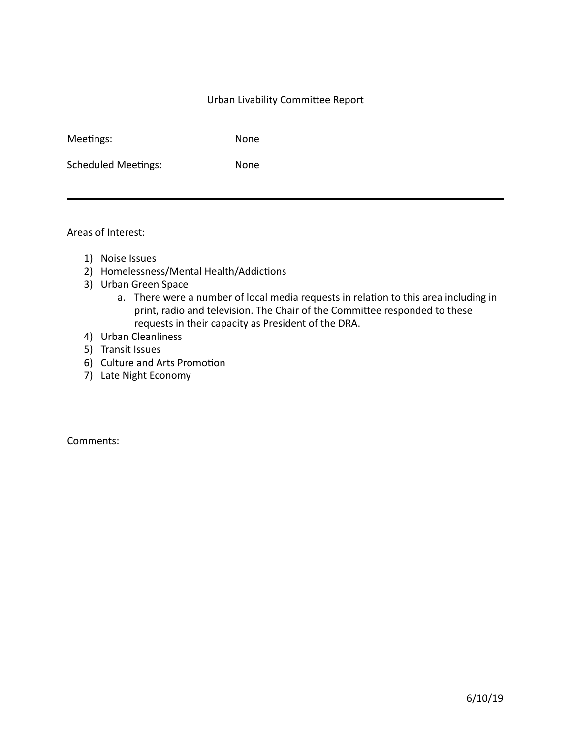# Urban Livability Committee Report

| | |
|---|---|
| Meetings: | None |
| Scheduled Meetings: | None |

---

Areas of Interest:

1) Noise Issues
2) Homelessness/Mental Health/Addictions
3) Urban Green Space
    a. There were a number of local media requests in relation to this area including in print, radio and television. The Chair of the Committee responded to these requests in their capacity as President of the DRA.
4) Urban Cleanliness
5) Transit Issues
6) Culture and Arts Promotion
7) Late Night Economy

Comments:

6/10/19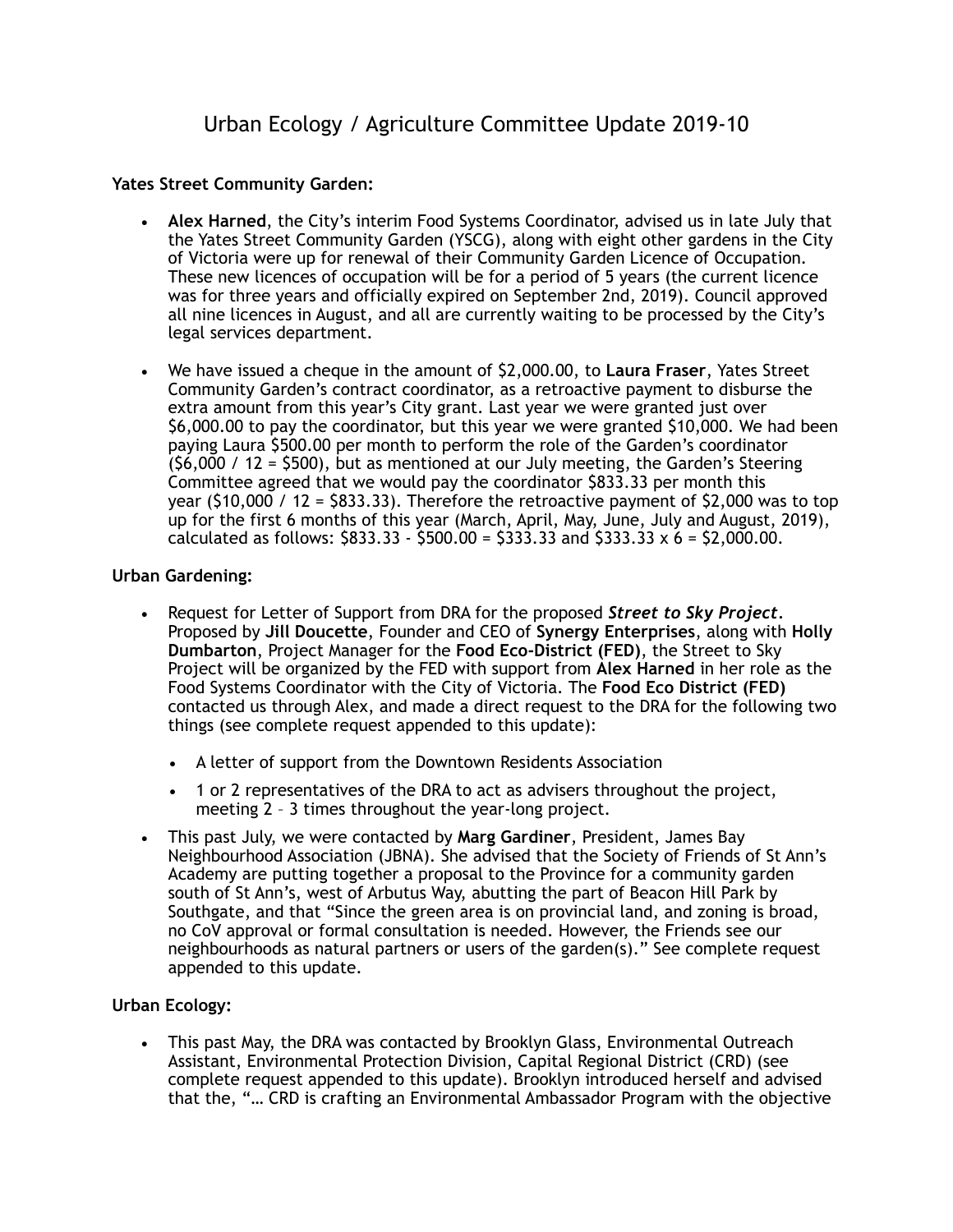# Urban Ecology / Agriculture Committee Update 2019-10

**Yates Street Community Garden:**

- **Alex Harned**, the City's interim Food Systems Coordinator, advised us in late July that the Yates Street Community Garden (YSCG), along with eight other gardens in the City of Victoria were up for renewal of their Community Garden Licence of Occupation. These new licences of occupation will be for a period of 5 years (the current licence was for three years and officially expired on September 2nd, 2019). Council approved all nine licences in August, and all are currently waiting to be processed by the City's legal services department.

- We have issued a cheque in the amount of $2,000.00, to **Laura Fraser**, Yates Street Community Garden's contract coordinator, as a retroactive payment to disburse the extra amount from this year's City grant. Last year we were granted just over $6,000.00 to pay the coordinator, but this year we were granted $10,000. We had been paying Laura $500.00 per month to perform the role of the Garden's coordinator ($6,000 / 12 = $500), but as mentioned at our July meeting, the Garden's Steering Committee agreed that we would pay the coordinator $833.33 per month this year ($10,000 / 12 = $833.33). Therefore the retroactive payment of $2,000 was to top up for the first 6 months of this year (March, April, May, June, July and August, 2019), calculated as follows: $833.33 - $500.00 = $333.33 and $333.33 x 6 = $2,000.00.

**Urban Gardening:**

- Request for Letter of Support from DRA for the proposed ***Street to Sky Project***. Proposed by **Jill Doucette**, Founder and CEO of **Synergy Enterprises**, along with **Holly Dumbarton**, Project Manager for the **Food Eco-District (FED)**, the Street to Sky Project will be organized by the FED with support from **Alex Harned** in her role as the Food Systems Coordinator with the City of Victoria. The **Food Eco District (FED)** contacted us through Alex, and made a direct request to the DRA for the following two things (see complete request appended to this update):
  - A letter of support from the Downtown Residents Association
  - 1 or 2 representatives of the DRA to act as advisers throughout the project, meeting 2 – 3 times throughout the year-long project.
- This past July, we were contacted by **Marg Gardiner**, President, James Bay Neighbourhood Association (JBNA). She advised that the Society of Friends of St Ann's Academy are putting together a proposal to the Province for a community garden south of St Ann's, west of Arbutus Way, abutting the part of Beacon Hill Park by Southgate, and that "Since the green area is on provincial land, and zoning is broad, no CoV approval or formal consultation is needed. However, the Friends see our neighbourhoods as natural partners or users of the garden(s)." See complete request appended to this update.

**Urban Ecology:**

- This past May, the DRA was contacted by Brooklyn Glass, Environmental Outreach Assistant, Environmental Protection Division, Capital Regional District (CRD) (see complete request appended to this update). Brooklyn introduced herself and advised that the, "… CRD is crafting an Environmental Ambassador Program with the objective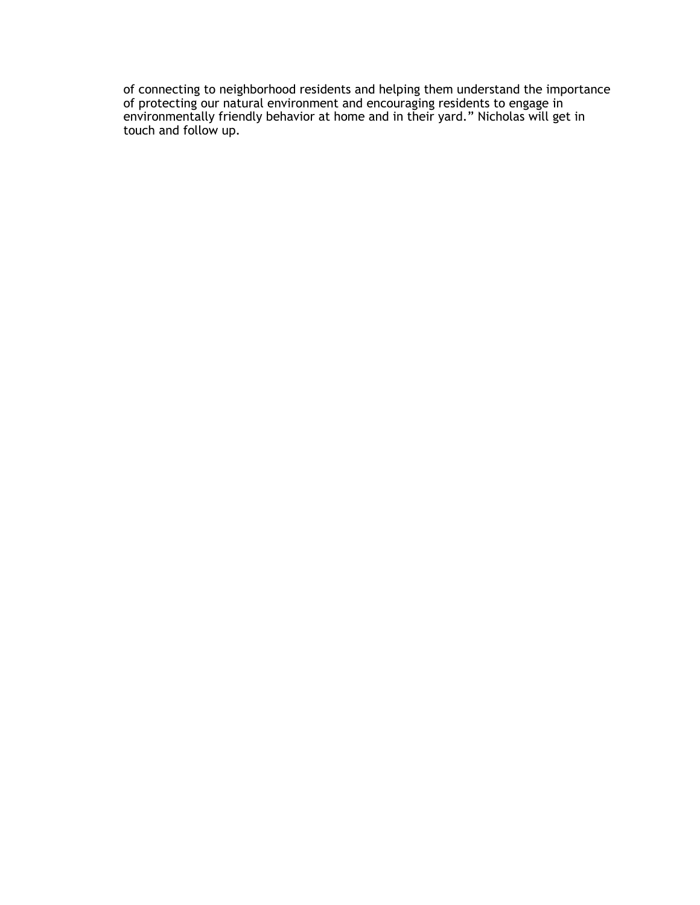of connecting to neighborhood residents and helping them understand the importance of protecting our natural environment and encouraging residents to engage in environmentally friendly behavior at home and in their yard." Nicholas will get in touch and follow up.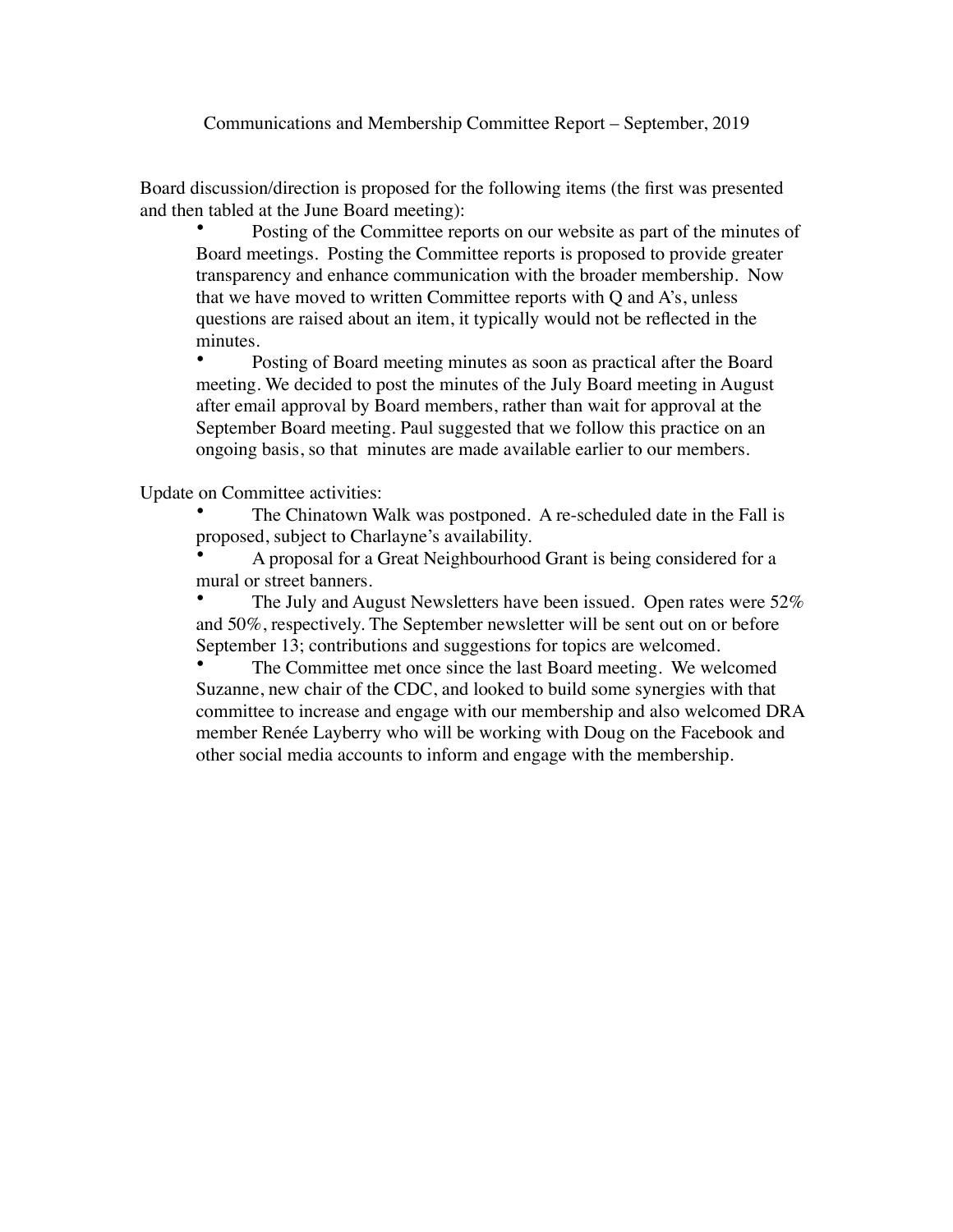# Communications and Membership Committee Report – September, 2019

Board discussion/direction is proposed for the following items (the first was presented and then tabled at the June Board meeting):

- Posting of the Committee reports on our website as part of the minutes of Board meetings. Posting the Committee reports is proposed to provide greater transparency and enhance communication with the broader membership. Now that we have moved to written Committee reports with Q and A's, unless questions are raised about an item, it typically would not be reflected in the minutes.
- Posting of Board meeting minutes as soon as practical after the Board meeting. We decided to post the minutes of the July Board meeting in August after email approval by Board members, rather than wait for approval at the September Board meeting. Paul suggested that we follow this practice on an ongoing basis, so that minutes are made available earlier to our members.

Update on Committee activities:

- The Chinatown Walk was postponed. A re-scheduled date in the Fall is proposed, subject to Charlayne's availability.
- A proposal for a Great Neighbourhood Grant is being considered for a mural or street banners.
- The July and August Newsletters have been issued. Open rates were 52% and 50%, respectively. The September newsletter will be sent out on or before September 13; contributions and suggestions for topics are welcomed.
- The Committee met once since the last Board meeting. We welcomed Suzanne, new chair of the CDC, and looked to build some synergies with that committee to increase and engage with our membership and also welcomed DRA member Renée Layberry who will be working with Doug on the Facebook and other social media accounts to inform and engage with the membership.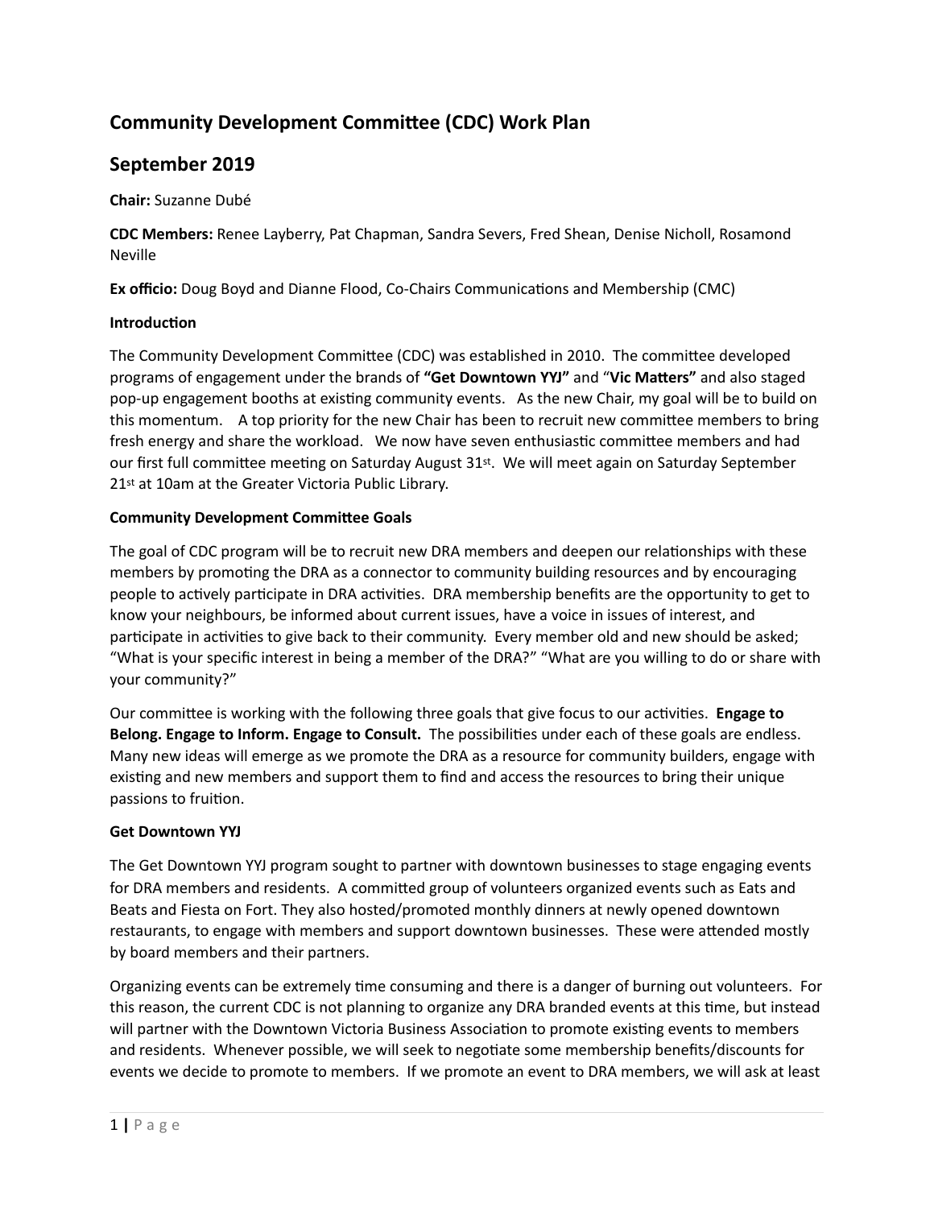# Community Development Committee (CDC) Work Plan

## September 2019

**Chair:** Suzanne Dubé

**CDC Members:** Renee Layberry, Pat Chapman, Sandra Severs, Fred Shean, Denise Nicholl, Rosamond Neville

**Ex officio:** Doug Boyd and Dianne Flood, Co-Chairs Communications and Membership (CMC)

**Introduction**

The Community Development Committee (CDC) was established in 2010. The committee developed programs of engagement under the brands of **"Get Downtown YYJ"** and "**Vic Matters"** and also staged pop-up engagement booths at existing community events. As the new Chair, my goal will be to build on this momentum. A top priority for the new Chair has been to recruit new committee members to bring fresh energy and share the workload. We now have seven enthusiastic committee members and had our first full committee meeting on Saturday August 31st. We will meet again on Saturday September 21st at 10am at the Greater Victoria Public Library.

**Community Development Committee Goals**

The goal of CDC program will be to recruit new DRA members and deepen our relationships with these members by promoting the DRA as a connector to community building resources and by encouraging people to actively participate in DRA activities. DRA membership benefits are the opportunity to get to know your neighbours, be informed about current issues, have a voice in issues of interest, and participate in activities to give back to their community. Every member old and new should be asked; "What is your specific interest in being a member of the DRA?" "What are you willing to do or share with your community?"

Our committee is working with the following three goals that give focus to our activities. **Engage to Belong. Engage to Inform. Engage to Consult.** The possibilities under each of these goals are endless. Many new ideas will emerge as we promote the DRA as a resource for community builders, engage with existing and new members and support them to find and access the resources to bring their unique passions to fruition.

**Get Downtown YYJ**

The Get Downtown YYJ program sought to partner with downtown businesses to stage engaging events for DRA members and residents. A committed group of volunteers organized events such as Eats and Beats and Fiesta on Fort. They also hosted/promoted monthly dinners at newly opened downtown restaurants, to engage with members and support downtown businesses. These were attended mostly by board members and their partners.

Organizing events can be extremely time consuming and there is a danger of burning out volunteers. For this reason, the current CDC is not planning to organize any DRA branded events at this time, but instead will partner with the Downtown Victoria Business Association to promote existing events to members and residents. Whenever possible, we will seek to negotiate some membership benefits/discounts for events we decide to promote to members. If we promote an event to DRA members, we will ask at least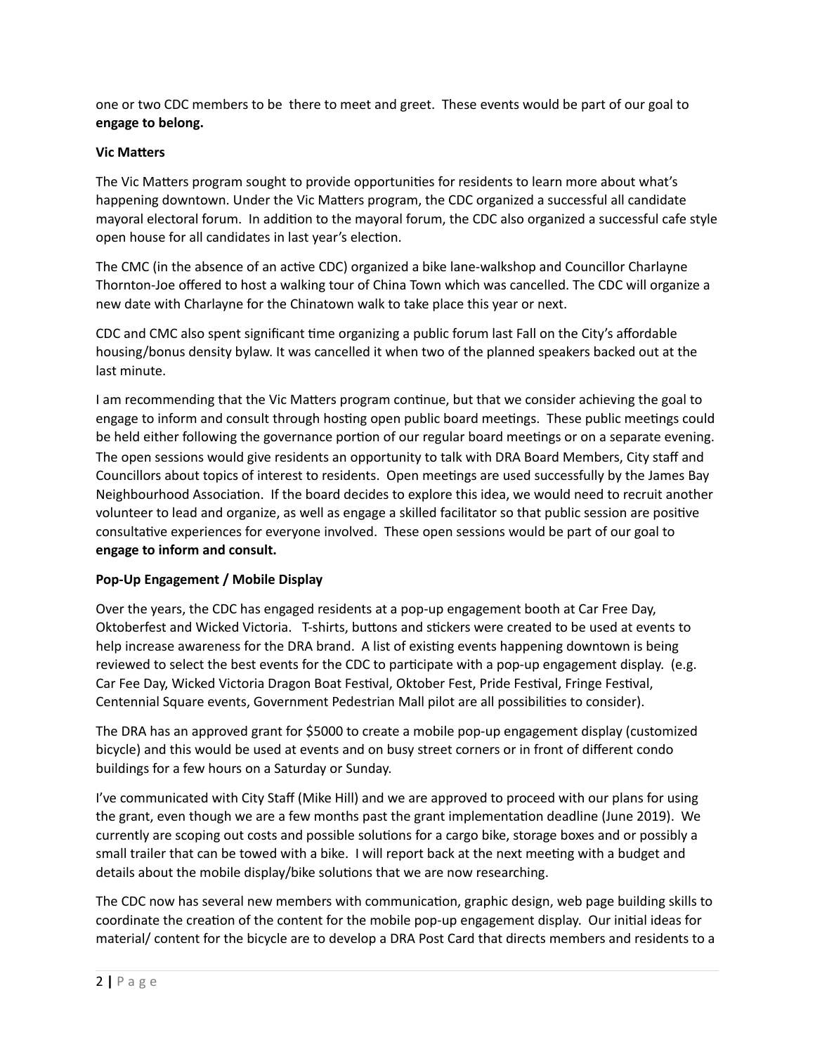one or two CDC members to be there to meet and greet. These events would be part of our goal to **engage to belong.**

**Vic Matters**

The Vic Matters program sought to provide opportunities for residents to learn more about what's happening downtown. Under the Vic Matters program, the CDC organized a successful all candidate mayoral electoral forum. In addition to the mayoral forum, the CDC also organized a successful cafe style open house for all candidates in last year's election.

The CMC (in the absence of an active CDC) organized a bike lane-walkshop and Councillor Charlayne Thornton-Joe offered to host a walking tour of China Town which was cancelled. The CDC will organize a new date with Charlayne for the Chinatown walk to take place this year or next.

CDC and CMC also spent significant time organizing a public forum last Fall on the City's affordable housing/bonus density bylaw. It was cancelled it when two of the planned speakers backed out at the last minute.

I am recommending that the Vic Matters program continue, but that we consider achieving the goal to engage to inform and consult through hosting open public board meetings. These public meetings could be held either following the governance portion of our regular board meetings or on a separate evening. The open sessions would give residents an opportunity to talk with DRA Board Members, City staff and Councillors about topics of interest to residents. Open meetings are used successfully by the James Bay Neighbourhood Association. If the board decides to explore this idea, we would need to recruit another volunteer to lead and organize, as well as engage a skilled facilitator so that public session are positive consultative experiences for everyone involved. These open sessions would be part of our goal to **engage to inform and consult.**

**Pop-Up Engagement / Mobile Display**

Over the years, the CDC has engaged residents at a pop-up engagement booth at Car Free Day, Oktoberfest and Wicked Victoria. T-shirts, buttons and stickers were created to be used at events to help increase awareness for the DRA brand. A list of existing events happening downtown is being reviewed to select the best events for the CDC to participate with a pop-up engagement display. (e.g. Car Fee Day, Wicked Victoria Dragon Boat Festival, Oktober Fest, Pride Festival, Fringe Festival, Centennial Square events, Government Pedestrian Mall pilot are all possibilities to consider).

The DRA has an approved grant for $5000 to create a mobile pop-up engagement display (customized bicycle) and this would be used at events and on busy street corners or in front of different condo buildings for a few hours on a Saturday or Sunday.

I've communicated with City Staff (Mike Hill) and we are approved to proceed with our plans for using the grant, even though we are a few months past the grant implementation deadline (June 2019). We currently are scoping out costs and possible solutions for a cargo bike, storage boxes and or possibly a small trailer that can be towed with a bike. I will report back at the next meeting with a budget and details about the mobile display/bike solutions that we are now researching.

The CDC now has several new members with communication, graphic design, web page building skills to coordinate the creation of the content for the mobile pop-up engagement display. Our initial ideas for material/ content for the bicycle are to develop a DRA Post Card that directs members and residents to a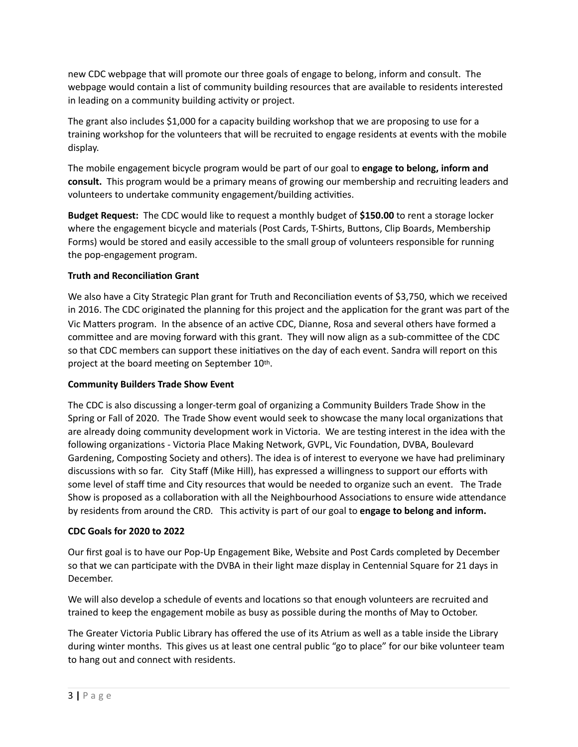new CDC webpage that will promote our three goals of engage to belong, inform and consult. The webpage would contain a list of community building resources that are available to residents interested in leading on a community building activity or project.

The grant also includes $1,000 for a capacity building workshop that we are proposing to use for a training workshop for the volunteers that will be recruited to engage residents at events with the mobile display.

The mobile engagement bicycle program would be part of our goal to **engage to belong, inform and consult.** This program would be a primary means of growing our membership and recruiting leaders and volunteers to undertake community engagement/building activities.

**Budget Request:** The CDC would like to request a monthly budget of **$150.00** to rent a storage locker where the engagement bicycle and materials (Post Cards, T-Shirts, Buttons, Clip Boards, Membership Forms) would be stored and easily accessible to the small group of volunteers responsible for running the pop-engagement program.

**Truth and Reconciliation Grant**

We also have a City Strategic Plan grant for Truth and Reconciliation events of $3,750, which we received in 2016. The CDC originated the planning for this project and the application for the grant was part of the Vic Matters program. In the absence of an active CDC, Dianne, Rosa and several others have formed a committee and are moving forward with this grant. They will now align as a sub-committee of the CDC so that CDC members can support these initiatives on the day of each event. Sandra will report on this project at the board meeting on September 10th.

**Community Builders Trade Show Event**

The CDC is also discussing a longer-term goal of organizing a Community Builders Trade Show in the Spring or Fall of 2020. The Trade Show event would seek to showcase the many local organizations that are already doing community development work in Victoria. We are testing interest in the idea with the following organizations - Victoria Place Making Network, GVPL, Vic Foundation, DVBA, Boulevard Gardening, Composting Society and others). The idea is of interest to everyone we have had preliminary discussions with so far. City Staff (Mike Hill), has expressed a willingness to support our efforts with some level of staff time and City resources that would be needed to organize such an event. The Trade Show is proposed as a collaboration with all the Neighbourhood Associations to ensure wide attendance by residents from around the CRD. This activity is part of our goal to **engage to belong and inform.**

**CDC Goals for 2020 to 2022**

Our first goal is to have our Pop-Up Engagement Bike, Website and Post Cards completed by December so that we can participate with the DVBA in their light maze display in Centennial Square for 21 days in December.

We will also develop a schedule of events and locations so that enough volunteers are recruited and trained to keep the engagement mobile as busy as possible during the months of May to October.

The Greater Victoria Public Library has offered the use of its Atrium as well as a table inside the Library during winter months. This gives us at least one central public "go to place" for our bike volunteer team to hang out and connect with residents.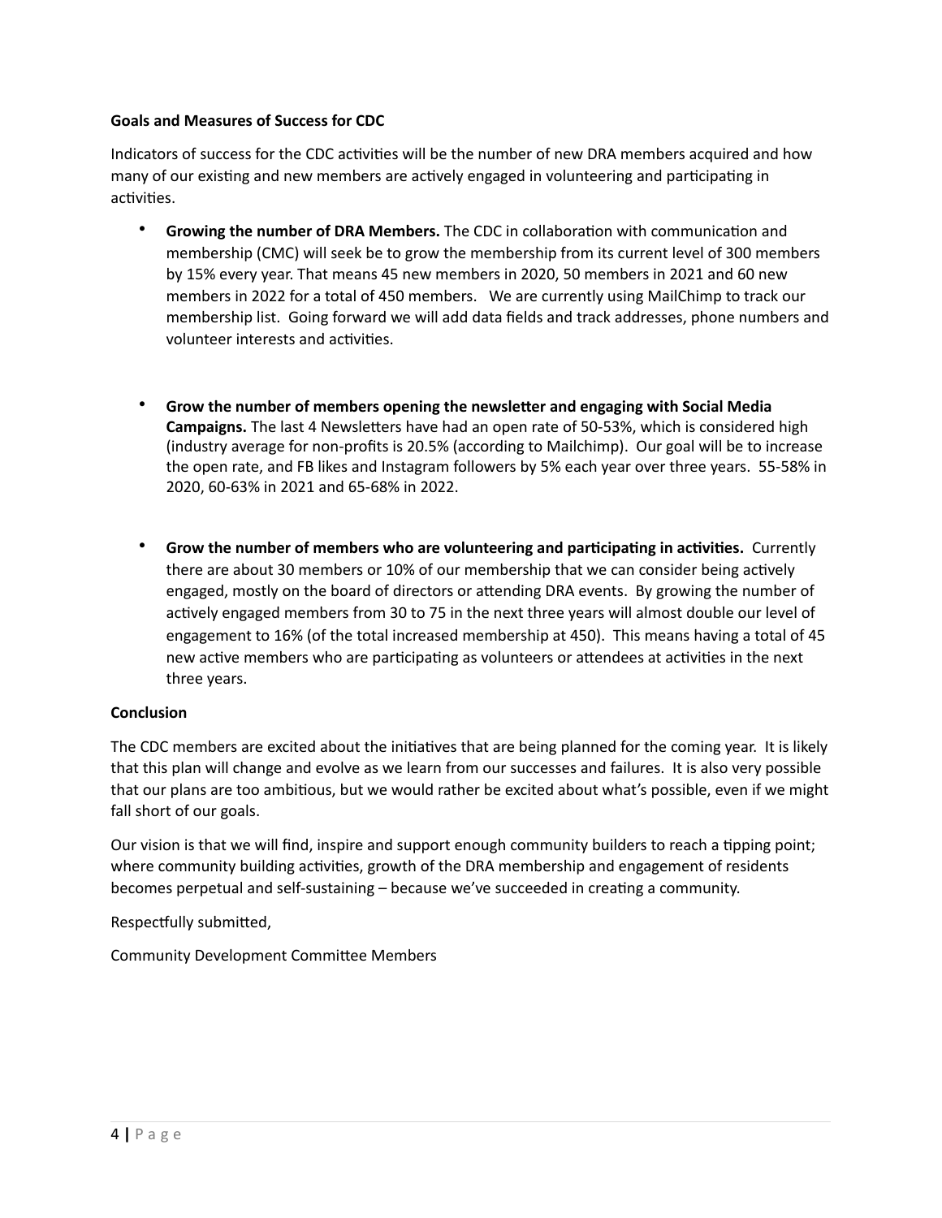**Goals and Measures of Success for CDC**

Indicators of success for the CDC activities will be the number of new DRA members acquired and how many of our existing and new members are actively engaged in volunteering and participating in activities.

- **Growing the number of DRA Members.** The CDC in collaboration with communication and membership (CMC) will seek be to grow the membership from its current level of 300 members by 15% every year. That means 45 new members in 2020, 50 members in 2021 and 60 new members in 2022 for a total of 450 members. We are currently using MailChimp to track our membership list. Going forward we will add data fields and track addresses, phone numbers and volunteer interests and activities.

- **Grow the number of members opening the newsletter and engaging with Social Media Campaigns.** The last 4 Newsletters have had an open rate of 50-53%, which is considered high (industry average for non-profits is 20.5% (according to Mailchimp). Our goal will be to increase the open rate, and FB likes and Instagram followers by 5% each year over three years. 55-58% in 2020, 60-63% in 2021 and 65-68% in 2022.

- **Grow the number of members who are volunteering and participating in activities.** Currently there are about 30 members or 10% of our membership that we can consider being actively engaged, mostly on the board of directors or attending DRA events. By growing the number of actively engaged members from 30 to 75 in the next three years will almost double our level of engagement to 16% (of the total increased membership at 450). This means having a total of 45 new active members who are participating as volunteers or attendees at activities in the next three years.

**Conclusion**

The CDC members are excited about the initiatives that are being planned for the coming year. It is likely that this plan will change and evolve as we learn from our successes and failures. It is also very possible that our plans are too ambitious, but we would rather be excited about what's possible, even if we might fall short of our goals.

Our vision is that we will find, inspire and support enough community builders to reach a tipping point; where community building activities, growth of the DRA membership and engagement of residents becomes perpetual and self-sustaining – because we've succeeded in creating a community.

Respectfully submitted,

Community Development Committee Members